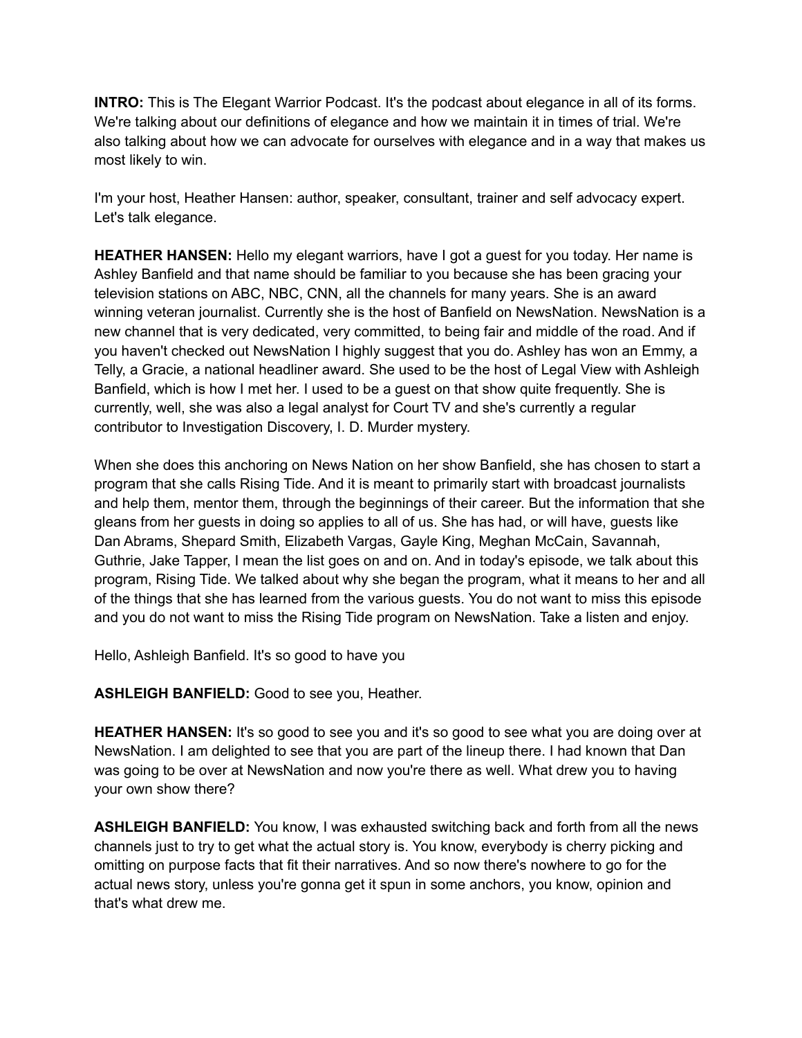**INTRO:** This is The Elegant Warrior Podcast. It's the podcast about elegance in all of its forms. We're talking about our definitions of elegance and how we maintain it in times of trial. We're also talking about how we can advocate for ourselves with elegance and in a way that makes us most likely to win.

I'm your host, Heather Hansen: author, speaker, consultant, trainer and self advocacy expert. Let's talk elegance.

**HEATHER HANSEN:** Hello my elegant warriors, have I got a guest for you today. Her name is Ashley Banfield and that name should be familiar to you because she has been gracing your television stations on ABC, NBC, CNN, all the channels for many years. She is an award winning veteran journalist. Currently she is the host of Banfield on NewsNation. NewsNation is a new channel that is very dedicated, very committed, to being fair and middle of the road. And if you haven't checked out NewsNation I highly suggest that you do. Ashley has won an Emmy, a Telly, a Gracie, a national headliner award. She used to be the host of Legal View with Ashleigh Banfield, which is how I met her. I used to be a guest on that show quite frequently. She is currently, well, she was also a legal analyst for Court TV and she's currently a regular contributor to Investigation Discovery, I. D. Murder mystery.

When she does this anchoring on News Nation on her show Banfield, she has chosen to start a program that she calls Rising Tide. And it is meant to primarily start with broadcast journalists and help them, mentor them, through the beginnings of their career. But the information that she gleans from her guests in doing so applies to all of us. She has had, or will have, guests like Dan Abrams, Shepard Smith, Elizabeth Vargas, Gayle King, Meghan McCain, Savannah, Guthrie, Jake Tapper, I mean the list goes on and on. And in today's episode, we talk about this program, Rising Tide. We talked about why she began the program, what it means to her and all of the things that she has learned from the various guests. You do not want to miss this episode and you do not want to miss the Rising Tide program on NewsNation. Take a listen and enjoy.

Hello, Ashleigh Banfield. It's so good to have you

**ASHLEIGH BANFIELD:** Good to see you, Heather.

**HEATHER HANSEN:** It's so good to see you and it's so good to see what you are doing over at NewsNation. I am delighted to see that you are part of the lineup there. I had known that Dan was going to be over at NewsNation and now you're there as well. What drew you to having your own show there?

**ASHLEIGH BANFIELD:** You know, I was exhausted switching back and forth from all the news channels just to try to get what the actual story is. You know, everybody is cherry picking and omitting on purpose facts that fit their narratives. And so now there's nowhere to go for the actual news story, unless you're gonna get it spun in some anchors, you know, opinion and that's what drew me.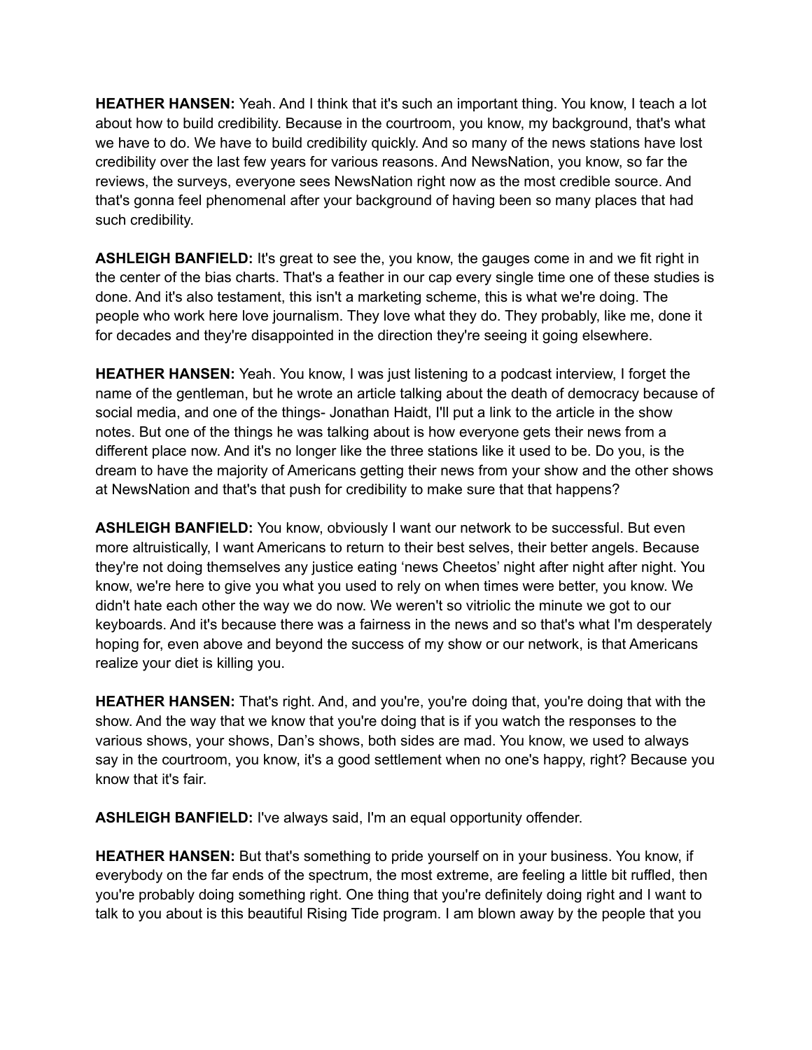**HEATHER HANSEN:** Yeah. And I think that it's such an important thing. You know, I teach a lot about how to build credibility. Because in the courtroom, you know, my background, that's what we have to do. We have to build credibility quickly. And so many of the news stations have lost credibility over the last few years for various reasons. And NewsNation, you know, so far the reviews, the surveys, everyone sees NewsNation right now as the most credible source. And that's gonna feel phenomenal after your background of having been so many places that had such credibility.

**ASHLEIGH BANFIELD:** It's great to see the, you know, the gauges come in and we fit right in the center of the bias charts. That's a feather in our cap every single time one of these studies is done. And it's also testament, this isn't a marketing scheme, this is what we're doing. The people who work here love journalism. They love what they do. They probably, like me, done it for decades and they're disappointed in the direction they're seeing it going elsewhere.

**HEATHER HANSEN:** Yeah. You know, I was just listening to a podcast interview, I forget the name of the gentleman, but he wrote an article talking about the death of democracy because of social media, and one of the things- Jonathan Haidt, I'll put a link to the article in the show notes. But one of the things he was talking about is how everyone gets their news from a different place now. And it's no longer like the three stations like it used to be. Do you, is the dream to have the majority of Americans getting their news from your show and the other shows at NewsNation and that's that push for credibility to make sure that that happens?

**ASHLEIGH BANFIELD:** You know, obviously I want our network to be successful. But even more altruistically, I want Americans to return to their best selves, their better angels. Because they're not doing themselves any justice eating 'news Cheetos' night after night after night. You know, we're here to give you what you used to rely on when times were better, you know. We didn't hate each other the way we do now. We weren't so vitriolic the minute we got to our keyboards. And it's because there was a fairness in the news and so that's what I'm desperately hoping for, even above and beyond the success of my show or our network, is that Americans realize your diet is killing you.

**HEATHER HANSEN:** That's right. And, and you're, you're doing that, you're doing that with the show. And the way that we know that you're doing that is if you watch the responses to the various shows, your shows, Dan's shows, both sides are mad. You know, we used to always say in the courtroom, you know, it's a good settlement when no one's happy, right? Because you know that it's fair.

**ASHLEIGH BANFIELD:** I've always said, I'm an equal opportunity offender.

**HEATHER HANSEN:** But that's something to pride yourself on in your business. You know, if everybody on the far ends of the spectrum, the most extreme, are feeling a little bit ruffled, then you're probably doing something right. One thing that you're definitely doing right and I want to talk to you about is this beautiful Rising Tide program. I am blown away by the people that you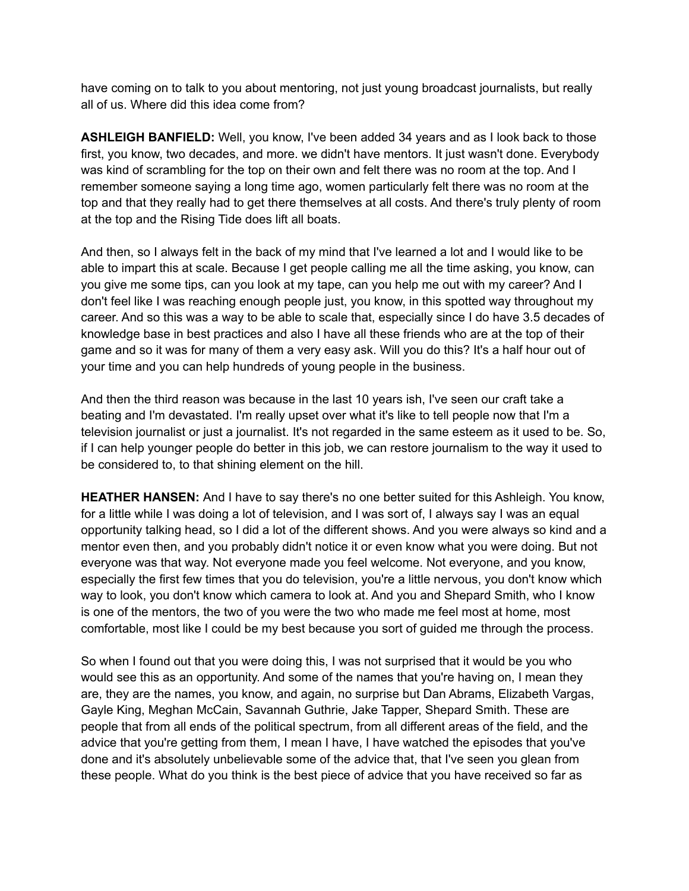have coming on to talk to you about mentoring, not just young broadcast journalists, but really all of us. Where did this idea come from?

**ASHLEIGH BANFIELD:** Well, you know, I've been added 34 years and as I look back to those first, you know, two decades, and more. we didn't have mentors. It just wasn't done. Everybody was kind of scrambling for the top on their own and felt there was no room at the top. And I remember someone saying a long time ago, women particularly felt there was no room at the top and that they really had to get there themselves at all costs. And there's truly plenty of room at the top and the Rising Tide does lift all boats.

And then, so I always felt in the back of my mind that I've learned a lot and I would like to be able to impart this at scale. Because I get people calling me all the time asking, you know, can you give me some tips, can you look at my tape, can you help me out with my career? And I don't feel like I was reaching enough people just, you know, in this spotted way throughout my career. And so this was a way to be able to scale that, especially since I do have 3.5 decades of knowledge base in best practices and also I have all these friends who are at the top of their game and so it was for many of them a very easy ask. Will you do this? It's a half hour out of your time and you can help hundreds of young people in the business.

And then the third reason was because in the last 10 years ish, I've seen our craft take a beating and I'm devastated. I'm really upset over what it's like to tell people now that I'm a television journalist or just a journalist. It's not regarded in the same esteem as it used to be. So, if I can help younger people do better in this job, we can restore journalism to the way it used to be considered to, to that shining element on the hill.

**HEATHER HANSEN:** And I have to say there's no one better suited for this Ashleigh. You know, for a little while I was doing a lot of television, and I was sort of, I always say I was an equal opportunity talking head, so I did a lot of the different shows. And you were always so kind and a mentor even then, and you probably didn't notice it or even know what you were doing. But not everyone was that way. Not everyone made you feel welcome. Not everyone, and you know, especially the first few times that you do television, you're a little nervous, you don't know which way to look, you don't know which camera to look at. And you and Shepard Smith, who I know is one of the mentors, the two of you were the two who made me feel most at home, most comfortable, most like I could be my best because you sort of guided me through the process.

So when I found out that you were doing this, I was not surprised that it would be you who would see this as an opportunity. And some of the names that you're having on, I mean they are, they are the names, you know, and again, no surprise but Dan Abrams, Elizabeth Vargas, Gayle King, Meghan McCain, Savannah Guthrie, Jake Tapper, Shepard Smith. These are people that from all ends of the political spectrum, from all different areas of the field, and the advice that you're getting from them, I mean I have, I have watched the episodes that you've done and it's absolutely unbelievable some of the advice that, that I've seen you glean from these people. What do you think is the best piece of advice that you have received so far as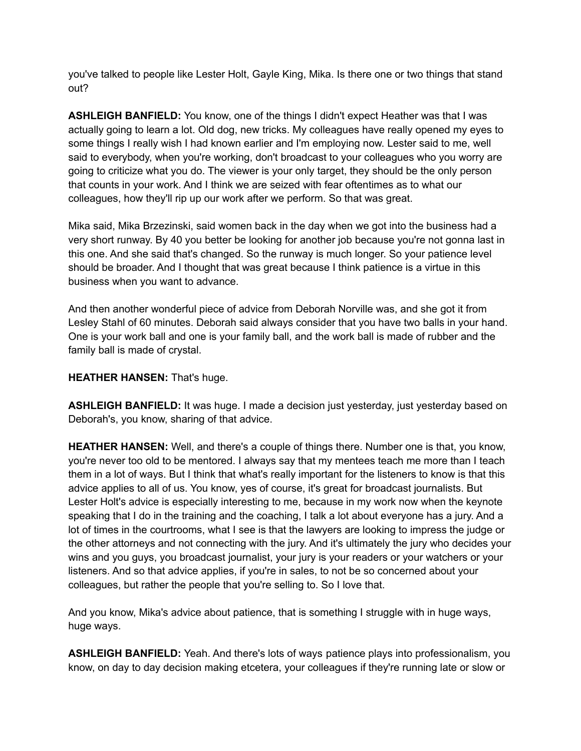you've talked to people like Lester Holt, Gayle King, Mika. Is there one or two things that stand out?

**ASHLEIGH BANFIELD:** You know, one of the things I didn't expect Heather was that I was actually going to learn a lot. Old dog, new tricks. My colleagues have really opened my eyes to some things I really wish I had known earlier and I'm employing now. Lester said to me, well said to everybody, when you're working, don't broadcast to your colleagues who you worry are going to criticize what you do. The viewer is your only target, they should be the only person that counts in your work. And I think we are seized with fear oftentimes as to what our colleagues, how they'll rip up our work after we perform. So that was great.

Mika said, Mika Brzezinski, said women back in the day when we got into the business had a very short runway. By 40 you better be looking for another job because you're not gonna last in this one. And she said that's changed. So the runway is much longer. So your patience level should be broader. And I thought that was great because I think patience is a virtue in this business when you want to advance.

And then another wonderful piece of advice from Deborah Norville was, and she got it from Lesley Stahl of 60 minutes. Deborah said always consider that you have two balls in your hand. One is your work ball and one is your family ball, and the work ball is made of rubber and the family ball is made of crystal.

**HEATHER HANSEN:** That's huge.

**ASHLEIGH BANFIELD:** It was huge. I made a decision just yesterday, just yesterday based on Deborah's, you know, sharing of that advice.

**HEATHER HANSEN:** Well, and there's a couple of things there. Number one is that, you know, you're never too old to be mentored. I always say that my mentees teach me more than I teach them in a lot of ways. But I think that what's really important for the listeners to know is that this advice applies to all of us. You know, yes of course, it's great for broadcast journalists. But Lester Holt's advice is especially interesting to me, because in my work now when the keynote speaking that I do in the training and the coaching, I talk a lot about everyone has a jury. And a lot of times in the courtrooms, what I see is that the lawyers are looking to impress the judge or the other attorneys and not connecting with the jury. And it's ultimately the jury who decides your wins and you guys, you broadcast journalist, your jury is your readers or your watchers or your listeners. And so that advice applies, if you're in sales, to not be so concerned about your colleagues, but rather the people that you're selling to. So I love that.

And you know, Mika's advice about patience, that is something I struggle with in huge ways, huge ways.

**ASHLEIGH BANFIELD:** Yeah. And there's lots of ways patience plays into professionalism, you know, on day to day decision making etcetera, your colleagues if they're running late or slow or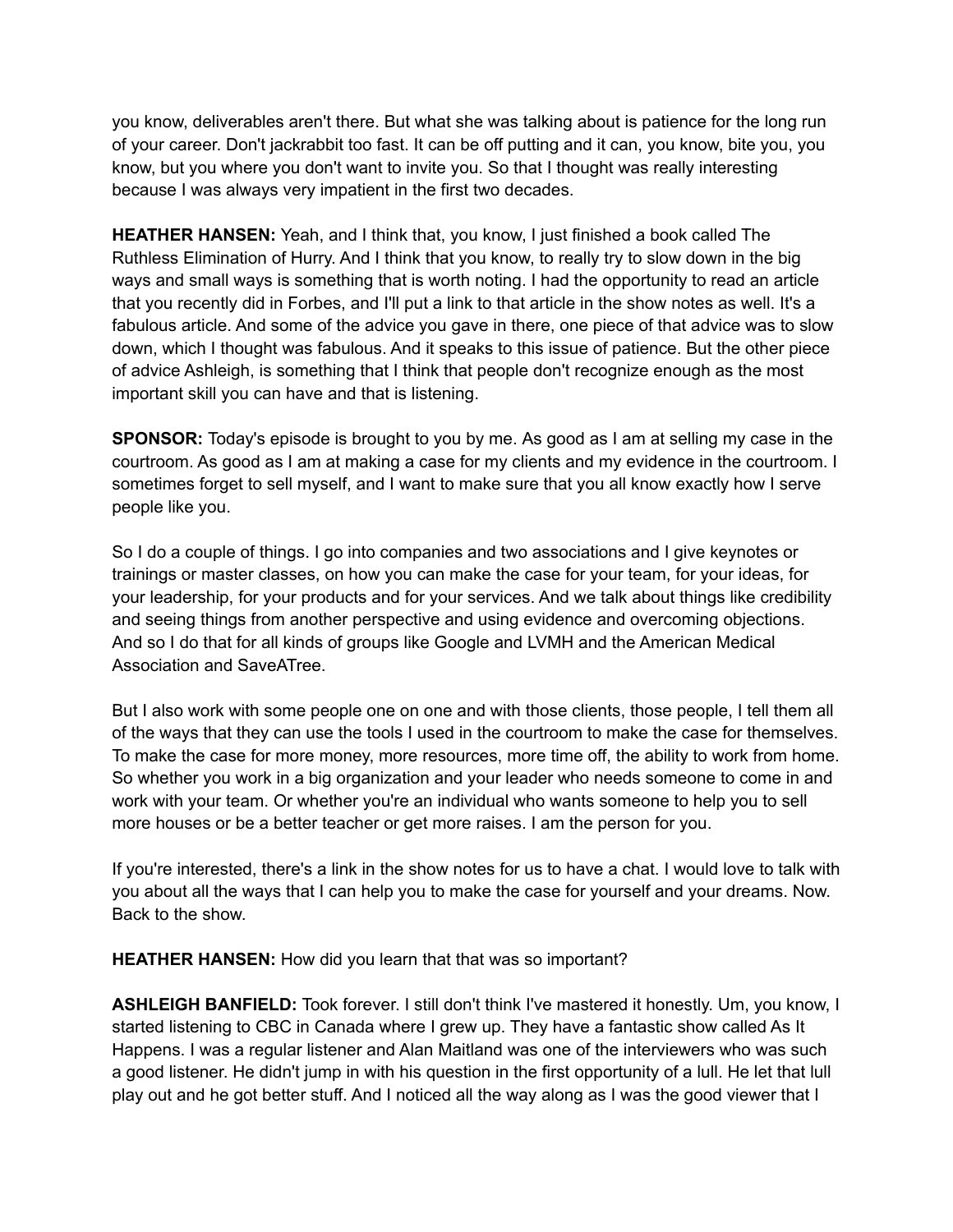you know, deliverables aren't there. But what she was talking about is patience for the long run of your career. Don't jackrabbit too fast. It can be off putting and it can, you know, bite you, you know, but you where you don't want to invite you. So that I thought was really interesting because I was always very impatient in the first two decades.

**HEATHER HANSEN:** Yeah, and I think that, you know, I just finished a book called The Ruthless Elimination of Hurry. And I think that you know, to really try to slow down in the big ways and small ways is something that is worth noting. I had the opportunity to read an article that you recently did in Forbes, and I'll put a link to that article in the show notes as well. It's a fabulous article. And some of the advice you gave in there, one piece of that advice was to slow down, which I thought was fabulous. And it speaks to this issue of patience. But the other piece of advice Ashleigh, is something that I think that people don't recognize enough as the most important skill you can have and that is listening.

**SPONSOR:** Today's episode is brought to you by me. As good as I am at selling my case in the courtroom. As good as I am at making a case for my clients and my evidence in the courtroom. I sometimes forget to sell myself, and I want to make sure that you all know exactly how I serve people like you.

So I do a couple of things. I go into companies and two associations and I give keynotes or trainings or master classes, on how you can make the case for your team, for your ideas, for your leadership, for your products and for your services. And we talk about things like credibility and seeing things from another perspective and using evidence and overcoming objections. And so I do that for all kinds of groups like Google and LVMH and the American Medical Association and SaveATree.

But I also work with some people one on one and with those clients, those people, I tell them all of the ways that they can use the tools I used in the courtroom to make the case for themselves. To make the case for more money, more resources, more time off, the ability to work from home. So whether you work in a big organization and your leader who needs someone to come in and work with your team. Or whether you're an individual who wants someone to help you to sell more houses or be a better teacher or get more raises. I am the person for you.

If you're interested, there's a link in the show notes for us to have a chat. I would love to talk with you about all the ways that I can help you to make the case for yourself and your dreams. Now. Back to the show.

**HEATHER HANSEN:** How did you learn that that was so important?

**ASHLEIGH BANFIELD:** Took forever. I still don't think I've mastered it honestly. Um, you know, I started listening to CBC in Canada where I grew up. They have a fantastic show called As It Happens. I was a regular listener and Alan Maitland was one of the interviewers who was such a good listener. He didn't jump in with his question in the first opportunity of a lull. He let that lull play out and he got better stuff. And I noticed all the way along as I was the good viewer that I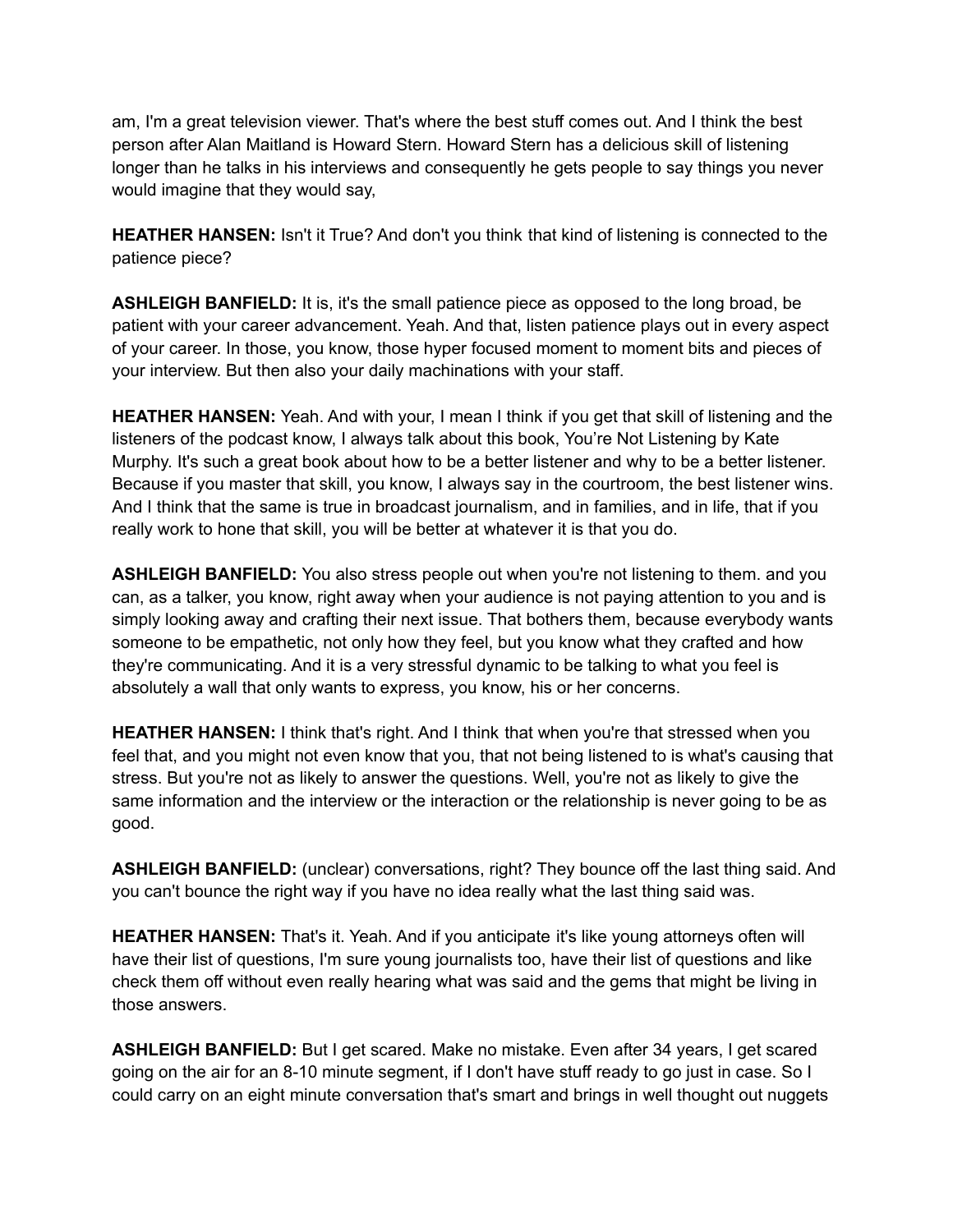am, I'm a great television viewer. That's where the best stuff comes out. And I think the best person after Alan Maitland is Howard Stern. Howard Stern has a delicious skill of listening longer than he talks in his interviews and consequently he gets people to say things you never would imagine that they would say,

**HEATHER HANSEN:** Isn't it True? And don't you think that kind of listening is connected to the patience piece?

**ASHLEIGH BANFIELD:** It is, it's the small patience piece as opposed to the long broad, be patient with your career advancement. Yeah. And that, listen patience plays out in every aspect of your career. In those, you know, those hyper focused moment to moment bits and pieces of your interview. But then also your daily machinations with your staff.

**HEATHER HANSEN:** Yeah. And with your, I mean I think if you get that skill of listening and the listeners of the podcast know, I always talk about this book, You're Not Listening by Kate Murphy. It's such a great book about how to be a better listener and why to be a better listener. Because if you master that skill, you know, I always say in the courtroom, the best listener wins. And I think that the same is true in broadcast journalism, and in families, and in life, that if you really work to hone that skill, you will be better at whatever it is that you do.

**ASHLEIGH BANFIELD:** You also stress people out when you're not listening to them. and you can, as a talker, you know, right away when your audience is not paying attention to you and is simply looking away and crafting their next issue. That bothers them, because everybody wants someone to be empathetic, not only how they feel, but you know what they crafted and how they're communicating. And it is a very stressful dynamic to be talking to what you feel is absolutely a wall that only wants to express, you know, his or her concerns.

**HEATHER HANSEN:** I think that's right. And I think that when you're that stressed when you feel that, and you might not even know that you, that not being listened to is what's causing that stress. But you're not as likely to answer the questions. Well, you're not as likely to give the same information and the interview or the interaction or the relationship is never going to be as good.

**ASHLEIGH BANFIELD:** (unclear) conversations, right? They bounce off the last thing said. And you can't bounce the right way if you have no idea really what the last thing said was.

**HEATHER HANSEN:** That's it. Yeah. And if you anticipate it's like young attorneys often will have their list of questions, I'm sure young journalists too, have their list of questions and like check them off without even really hearing what was said and the gems that might be living in those answers.

**ASHLEIGH BANFIELD:** But I get scared. Make no mistake. Even after 34 years, I get scared going on the air for an 8-10 minute segment, if I don't have stuff ready to go just in case. So I could carry on an eight minute conversation that's smart and brings in well thought out nuggets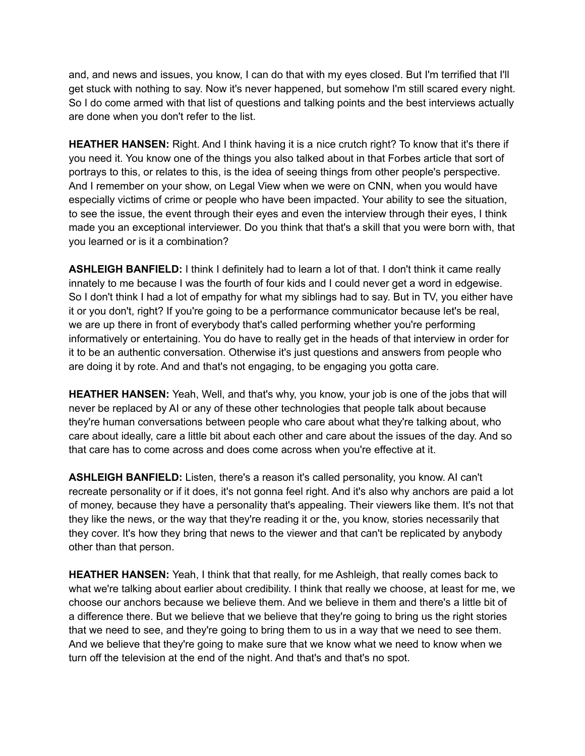and, and news and issues, you know, I can do that with my eyes closed. But I'm terrified that I'll get stuck with nothing to say. Now it's never happened, but somehow I'm still scared every night. So I do come armed with that list of questions and talking points and the best interviews actually are done when you don't refer to the list.

**HEATHER HANSEN:** Right. And I think having it is a nice crutch right? To know that it's there if you need it. You know one of the things you also talked about in that Forbes article that sort of portrays to this, or relates to this, is the idea of seeing things from other people's perspective. And I remember on your show, on Legal View when we were on CNN, when you would have especially victims of crime or people who have been impacted. Your ability to see the situation, to see the issue, the event through their eyes and even the interview through their eyes, I think made you an exceptional interviewer. Do you think that that's a skill that you were born with, that you learned or is it a combination?

**ASHLEIGH BANFIELD:** I think I definitely had to learn a lot of that. I don't think it came really innately to me because I was the fourth of four kids and I could never get a word in edgewise. So I don't think I had a lot of empathy for what my siblings had to say. But in TV, you either have it or you don't, right? If you're going to be a performance communicator because let's be real, we are up there in front of everybody that's called performing whether you're performing informatively or entertaining. You do have to really get in the heads of that interview in order for it to be an authentic conversation. Otherwise it's just questions and answers from people who are doing it by rote. And and that's not engaging, to be engaging you gotta care.

**HEATHER HANSEN:** Yeah, Well, and that's why, you know, your job is one of the jobs that will never be replaced by AI or any of these other technologies that people talk about because they're human conversations between people who care about what they're talking about, who care about ideally, care a little bit about each other and care about the issues of the day. And so that care has to come across and does come across when you're effective at it.

**ASHLEIGH BANFIELD:** Listen, there's a reason it's called personality, you know. AI can't recreate personality or if it does, it's not gonna feel right. And it's also why anchors are paid a lot of money, because they have a personality that's appealing. Their viewers like them. It's not that they like the news, or the way that they're reading it or the, you know, stories necessarily that they cover. It's how they bring that news to the viewer and that can't be replicated by anybody other than that person.

**HEATHER HANSEN:** Yeah, I think that that really, for me Ashleigh, that really comes back to what we're talking about earlier about credibility. I think that really we choose, at least for me, we choose our anchors because we believe them. And we believe in them and there's a little bit of a difference there. But we believe that we believe that they're going to bring us the right stories that we need to see, and they're going to bring them to us in a way that we need to see them. And we believe that they're going to make sure that we know what we need to know when we turn off the television at the end of the night. And that's and that's no spot.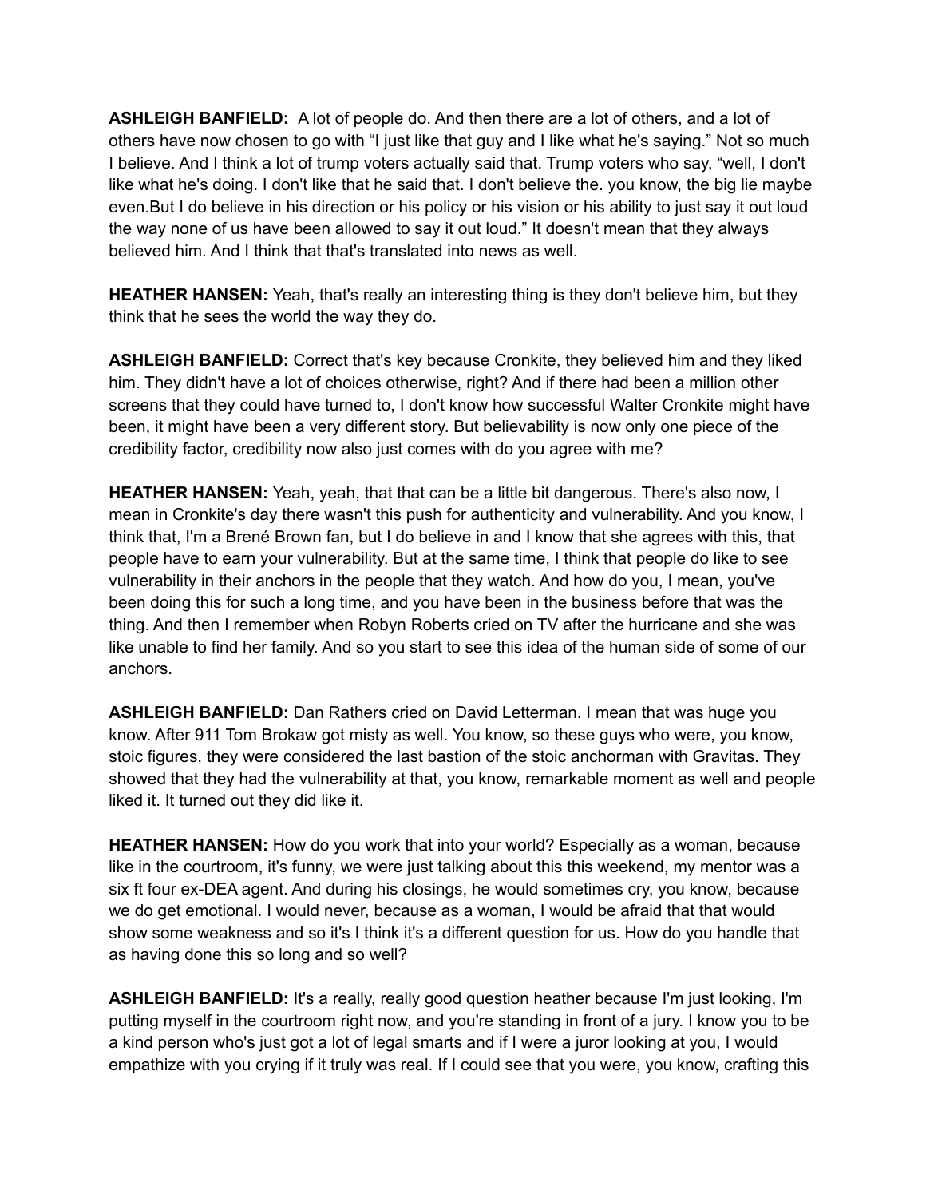**ASHLEIGH BANFIELD:** A lot of people do. And then there are a lot of others, and a lot of others have now chosen to go with "I just like that guy and I like what he's saying." Not so much I believe. And I think a lot of trump voters actually said that. Trump voters who say, "well, I don't like what he's doing. I don't like that he said that. I don't believe the. you know, the big lie maybe even.But I do believe in his direction or his policy or his vision or his ability to just say it out loud the way none of us have been allowed to say it out loud." It doesn't mean that they always believed him. And I think that that's translated into news as well.

**HEATHER HANSEN:** Yeah, that's really an interesting thing is they don't believe him, but they think that he sees the world the way they do.

**ASHLEIGH BANFIELD:** Correct that's key because Cronkite, they believed him and they liked him. They didn't have a lot of choices otherwise, right? And if there had been a million other screens that they could have turned to, I don't know how successful Walter Cronkite might have been, it might have been a very different story. But believability is now only one piece of the credibility factor, credibility now also just comes with do you agree with me?

**HEATHER HANSEN:** Yeah, yeah, that that can be a little bit dangerous. There's also now, I mean in Cronkite's day there wasn't this push for authenticity and vulnerability. And you know, I think that, I'm a Brené Brown fan, but I do believe in and I know that she agrees with this, that people have to earn your vulnerability. But at the same time, I think that people do like to see vulnerability in their anchors in the people that they watch. And how do you, I mean, you've been doing this for such a long time, and you have been in the business before that was the thing. And then I remember when Robyn Roberts cried on TV after the hurricane and she was like unable to find her family. And so you start to see this idea of the human side of some of our anchors.

**ASHLEIGH BANFIELD:** Dan Rathers cried on David Letterman. I mean that was huge you know. After 911 Tom Brokaw got misty as well. You know, so these guys who were, you know, stoic figures, they were considered the last bastion of the stoic anchorman with Gravitas. They showed that they had the vulnerability at that, you know, remarkable moment as well and people liked it. It turned out they did like it.

**HEATHER HANSEN:** How do you work that into your world? Especially as a woman, because like in the courtroom, it's funny, we were just talking about this this weekend, my mentor was a six ft four ex-DEA agent. And during his closings, he would sometimes cry, you know, because we do get emotional. I would never, because as a woman, I would be afraid that that would show some weakness and so it's I think it's a different question for us. How do you handle that as having done this so long and so well?

**ASHLEIGH BANFIELD:** It's a really, really good question heather because I'm just looking, I'm putting myself in the courtroom right now, and you're standing in front of a jury. I know you to be a kind person who's just got a lot of legal smarts and if I were a juror looking at you, I would empathize with you crying if it truly was real. If I could see that you were, you know, crafting this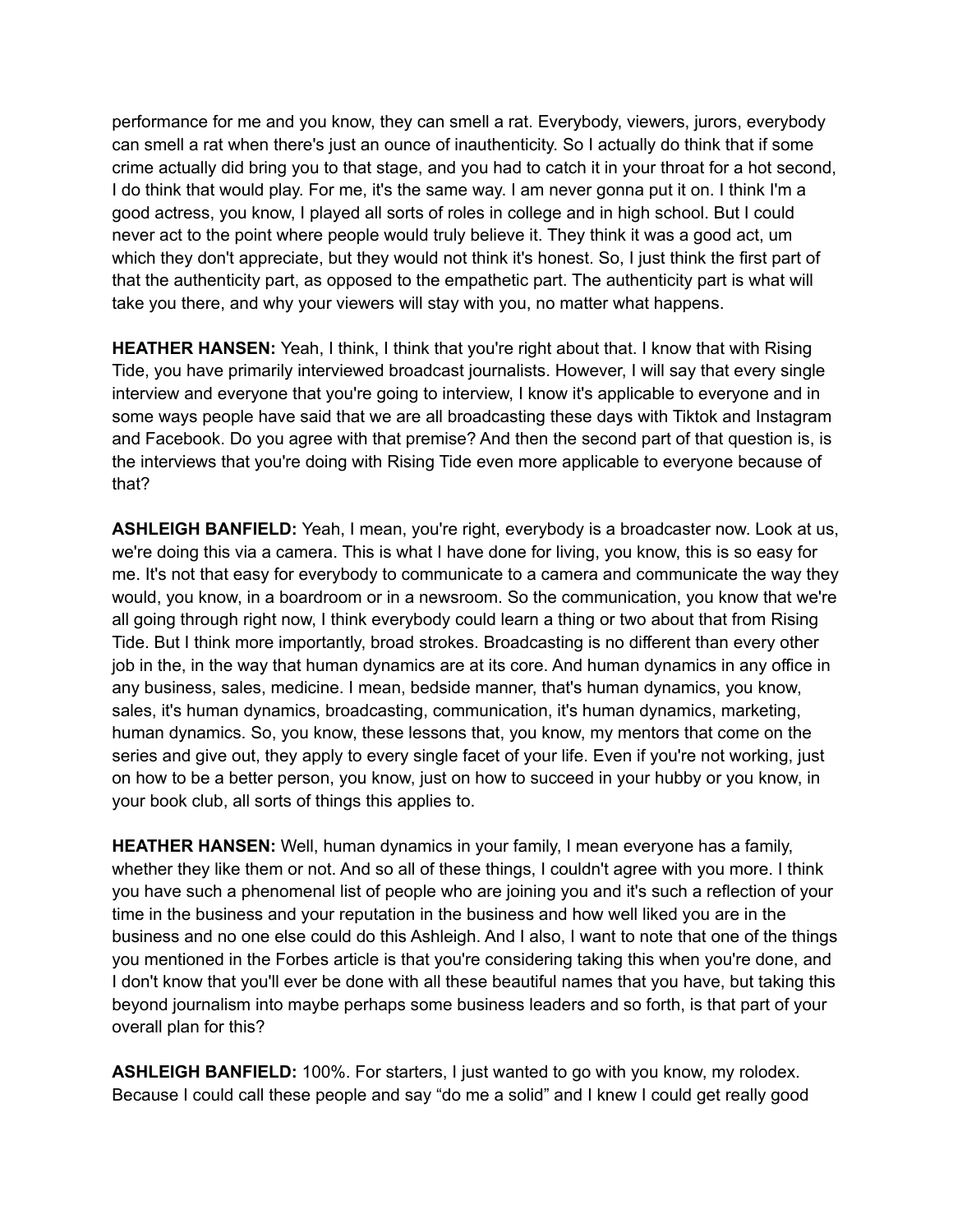performance for me and you know, they can smell a rat. Everybody, viewers, jurors, everybody can smell a rat when there's just an ounce of inauthenticity. So I actually do think that if some crime actually did bring you to that stage, and you had to catch it in your throat for a hot second, I do think that would play. For me, it's the same way. I am never gonna put it on. I think I'm a good actress, you know, I played all sorts of roles in college and in high school. But I could never act to the point where people would truly believe it. They think it was a good act, um which they don't appreciate, but they would not think it's honest. So, I just think the first part of that the authenticity part, as opposed to the empathetic part. The authenticity part is what will take you there, and why your viewers will stay with you, no matter what happens.

**HEATHER HANSEN:** Yeah, I think, I think that you're right about that. I know that with Rising Tide, you have primarily interviewed broadcast journalists. However, I will say that every single interview and everyone that you're going to interview, I know it's applicable to everyone and in some ways people have said that we are all broadcasting these days with Tiktok and Instagram and Facebook. Do you agree with that premise? And then the second part of that question is, is the interviews that you're doing with Rising Tide even more applicable to everyone because of that?

**ASHLEIGH BANFIELD:** Yeah, I mean, you're right, everybody is a broadcaster now. Look at us, we're doing this via a camera. This is what I have done for living, you know, this is so easy for me. It's not that easy for everybody to communicate to a camera and communicate the way they would, you know, in a boardroom or in a newsroom. So the communication, you know that we're all going through right now, I think everybody could learn a thing or two about that from Rising Tide. But I think more importantly, broad strokes. Broadcasting is no different than every other job in the, in the way that human dynamics are at its core. And human dynamics in any office in any business, sales, medicine. I mean, bedside manner, that's human dynamics, you know, sales, it's human dynamics, broadcasting, communication, it's human dynamics, marketing, human dynamics. So, you know, these lessons that, you know, my mentors that come on the series and give out, they apply to every single facet of your life. Even if you're not working, just on how to be a better person, you know, just on how to succeed in your hubby or you know, in your book club, all sorts of things this applies to.

**HEATHER HANSEN:** Well, human dynamics in your family, I mean everyone has a family, whether they like them or not. And so all of these things, I couldn't agree with you more. I think you have such a phenomenal list of people who are joining you and it's such a reflection of your time in the business and your reputation in the business and how well liked you are in the business and no one else could do this Ashleigh. And I also, I want to note that one of the things you mentioned in the Forbes article is that you're considering taking this when you're done, and I don't know that you'll ever be done with all these beautiful names that you have, but taking this beyond journalism into maybe perhaps some business leaders and so forth, is that part of your overall plan for this?

**ASHLEIGH BANFIELD:** 100%. For starters, I just wanted to go with you know, my rolodex. Because I could call these people and say “do me a solid” and I knew I could get really good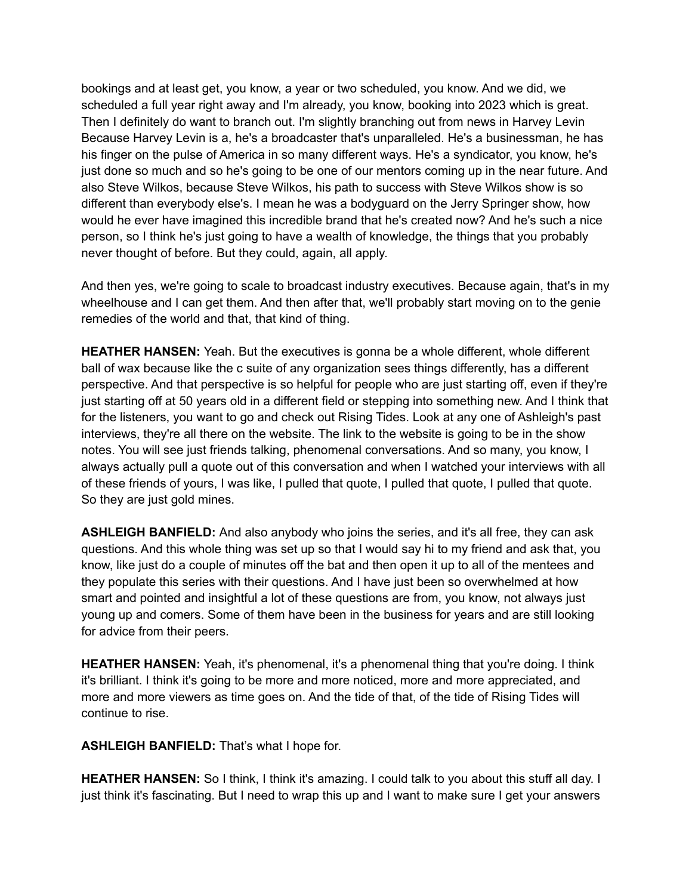bookings and at least get, you know, a year or two scheduled, you know. And we did, we scheduled a full year right away and I'm already, you know, booking into 2023 which is great. Then I definitely do want to branch out. I'm slightly branching out from news in Harvey Levin Because Harvey Levin is a, he's a broadcaster that's unparalleled. He's a businessman, he has his finger on the pulse of America in so many different ways. He's a syndicator, you know, he's just done so much and so he's going to be one of our mentors coming up in the near future. And also Steve Wilkos, because Steve Wilkos, his path to success with Steve Wilkos show is so different than everybody else's. I mean he was a bodyguard on the Jerry Springer show, how would he ever have imagined this incredible brand that he's created now? And he's such a nice person, so I think he's just going to have a wealth of knowledge, the things that you probably never thought of before. But they could, again, all apply.

And then yes, we're going to scale to broadcast industry executives. Because again, that's in my wheelhouse and I can get them. And then after that, we'll probably start moving on to the genie remedies of the world and that, that kind of thing.

**HEATHER HANSEN:** Yeah. But the executives is gonna be a whole different, whole different ball of wax because like the c suite of any organization sees things differently, has a different perspective. And that perspective is so helpful for people who are just starting off, even if they're just starting off at 50 years old in a different field or stepping into something new. And I think that for the listeners, you want to go and check out Rising Tides. Look at any one of Ashleigh's past interviews, they're all there on the website. The link to the website is going to be in the show notes. You will see just friends talking, phenomenal conversations. And so many, you know, I always actually pull a quote out of this conversation and when I watched your interviews with all of these friends of yours, I was like, I pulled that quote, I pulled that quote, I pulled that quote. So they are just gold mines.

**ASHLEIGH BANFIELD:** And also anybody who joins the series, and it's all free, they can ask questions. And this whole thing was set up so that I would say hi to my friend and ask that, you know, like just do a couple of minutes off the bat and then open it up to all of the mentees and they populate this series with their questions. And I have just been so overwhelmed at how smart and pointed and insightful a lot of these questions are from, you know, not always just young up and comers. Some of them have been in the business for years and are still looking for advice from their peers.

**HEATHER HANSEN:** Yeah, it's phenomenal, it's a phenomenal thing that you're doing. I think it's brilliant. I think it's going to be more and more noticed, more and more appreciated, and more and more viewers as time goes on. And the tide of that, of the tide of Rising Tides will continue to rise.

**ASHLEIGH BANFIELD:** That's what I hope for.

**HEATHER HANSEN:** So I think, I think it's amazing. I could talk to you about this stuff all day. I just think it's fascinating. But I need to wrap this up and I want to make sure I get your answers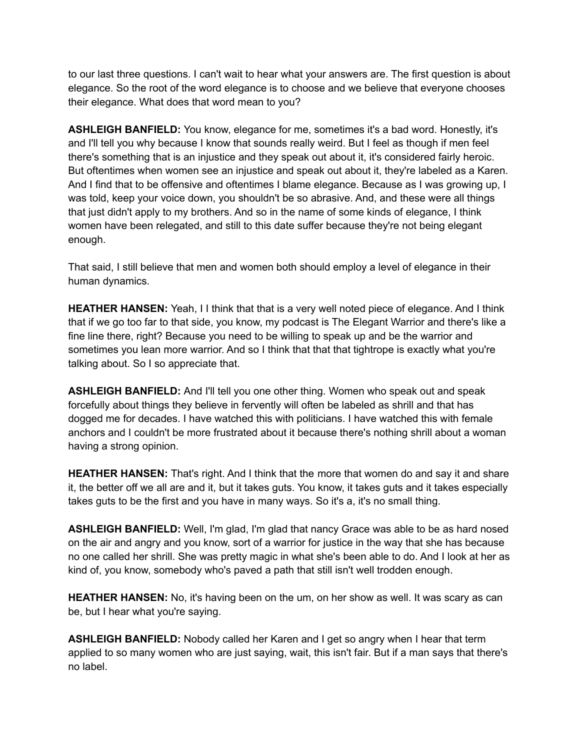to our last three questions. I can't wait to hear what your answers are. The first question is about elegance. So the root of the word elegance is to choose and we believe that everyone chooses their elegance. What does that word mean to you?

**ASHLEIGH BANFIELD:** You know, elegance for me, sometimes it's a bad word. Honestly, it's and I'll tell you why because I know that sounds really weird. But I feel as though if men feel there's something that is an injustice and they speak out about it, it's considered fairly heroic. But oftentimes when women see an injustice and speak out about it, they're labeled as a Karen. And I find that to be offensive and oftentimes I blame elegance. Because as I was growing up, I was told, keep your voice down, you shouldn't be so abrasive. And, and these were all things that just didn't apply to my brothers. And so in the name of some kinds of elegance, I think women have been relegated, and still to this date suffer because they're not being elegant enough.

That said, I still believe that men and women both should employ a level of elegance in their human dynamics.

**HEATHER HANSEN:** Yeah, I I think that that is a very well noted piece of elegance. And I think that if we go too far to that side, you know, my podcast is The Elegant Warrior and there's like a fine line there, right? Because you need to be willing to speak up and be the warrior and sometimes you lean more warrior. And so I think that that that tightrope is exactly what you're talking about. So I so appreciate that.

**ASHLEIGH BANFIELD:** And I'll tell you one other thing. Women who speak out and speak forcefully about things they believe in fervently will often be labeled as shrill and that has dogged me for decades. I have watched this with politicians. I have watched this with female anchors and I couldn't be more frustrated about it because there's nothing shrill about a woman having a strong opinion.

**HEATHER HANSEN:** That's right. And I think that the more that women do and say it and share it, the better off we all are and it, but it takes guts. You know, it takes guts and it takes especially takes guts to be the first and you have in many ways. So it's a, it's no small thing.

**ASHLEIGH BANFIELD:** Well, I'm glad, I'm glad that nancy Grace was able to be as hard nosed on the air and angry and you know, sort of a warrior for justice in the way that she has because no one called her shrill. She was pretty magic in what she's been able to do. And I look at her as kind of, you know, somebody who's paved a path that still isn't well trodden enough.

**HEATHER HANSEN:** No, it's having been on the um, on her show as well. It was scary as can be, but I hear what you're saying.

**ASHLEIGH BANFIELD:** Nobody called her Karen and I get so angry when I hear that term applied to so many women who are just saying, wait, this isn't fair. But if a man says that there's no label.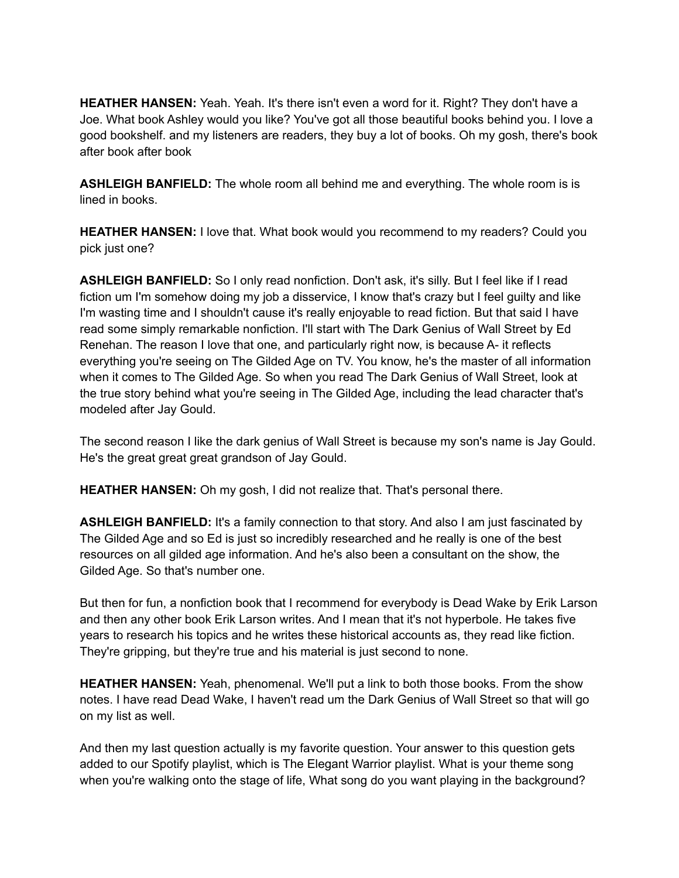**HEATHER HANSEN:** Yeah. Yeah. It's there isn't even a word for it. Right? They don't have a Joe. What book Ashley would you like? You've got all those beautiful books behind you. I love a good bookshelf. and my listeners are readers, they buy a lot of books. Oh my gosh, there's book after book after book

**ASHLEIGH BANFIELD:** The whole room all behind me and everything. The whole room is is lined in books.

**HEATHER HANSEN:** I love that. What book would you recommend to my readers? Could you pick just one?

**ASHLEIGH BANFIELD:** So I only read nonfiction. Don't ask, it's silly. But I feel like if I read fiction um I'm somehow doing my job a disservice, I know that's crazy but I feel guilty and like I'm wasting time and I shouldn't cause it's really enjoyable to read fiction. But that said I have read some simply remarkable nonfiction. I'll start with The Dark Genius of Wall Street by Ed Renehan. The reason I love that one, and particularly right now, is because A- it reflects everything you're seeing on The Gilded Age on TV. You know, he's the master of all information when it comes to The Gilded Age. So when you read The Dark Genius of Wall Street, look at the true story behind what you're seeing in The Gilded Age, including the lead character that's modeled after Jay Gould.

The second reason I like the dark genius of Wall Street is because my son's name is Jay Gould. He's the great great great grandson of Jay Gould.

**HEATHER HANSEN:** Oh my gosh, I did not realize that. That's personal there.

**ASHLEIGH BANFIELD:** It's a family connection to that story. And also I am just fascinated by The Gilded Age and so Ed is just so incredibly researched and he really is one of the best resources on all gilded age information. And he's also been a consultant on the show, the Gilded Age. So that's number one.

But then for fun, a nonfiction book that I recommend for everybody is Dead Wake by Erik Larson and then any other book Erik Larson writes. And I mean that it's not hyperbole. He takes five years to research his topics and he writes these historical accounts as, they read like fiction. They're gripping, but they're true and his material is just second to none.

**HEATHER HANSEN:** Yeah, phenomenal. We'll put a link to both those books. From the show notes. I have read Dead Wake, I haven't read um the Dark Genius of Wall Street so that will go on my list as well.

And then my last question actually is my favorite question. Your answer to this question gets added to our Spotify playlist, which is The Elegant Warrior playlist. What is your theme song when you're walking onto the stage of life, What song do you want playing in the background?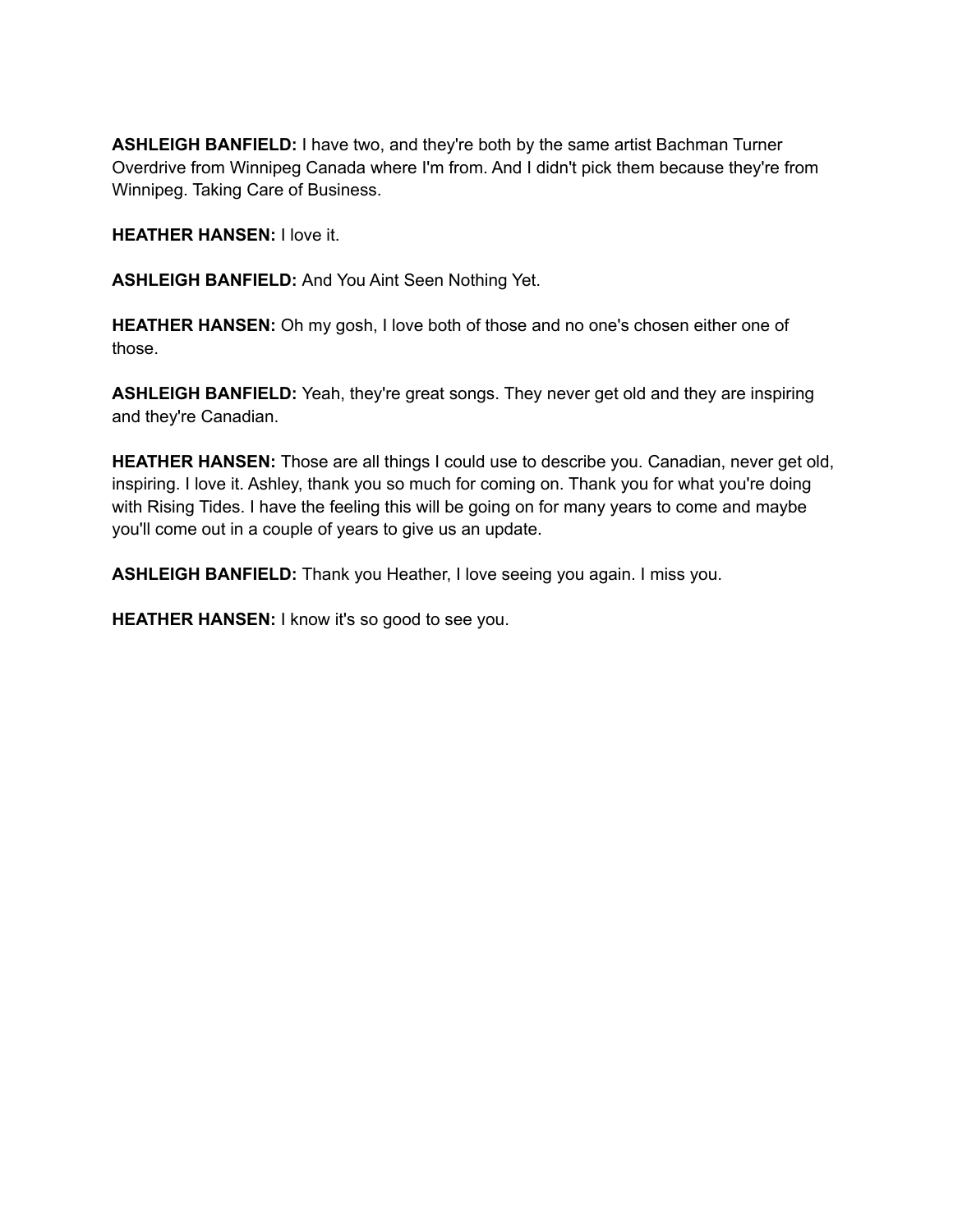**ASHLEIGH BANFIELD:** I have two, and they're both by the same artist Bachman Turner Overdrive from Winnipeg Canada where I'm from. And I didn't pick them because they're from Winnipeg. Taking Care of Business.

**HEATHER HANSEN:** I love it.

**ASHLEIGH BANFIELD:** And You Aint Seen Nothing Yet.

**HEATHER HANSEN:** Oh my gosh, I love both of those and no one's chosen either one of those.

**ASHLEIGH BANFIELD:** Yeah, they're great songs. They never get old and they are inspiring and they're Canadian.

**HEATHER HANSEN:** Those are all things I could use to describe you. Canadian, never get old, inspiring. I love it. Ashley, thank you so much for coming on. Thank you for what you're doing with Rising Tides. I have the feeling this will be going on for many years to come and maybe you'll come out in a couple of years to give us an update.

**ASHLEIGH BANFIELD:** Thank you Heather, I love seeing you again. I miss you.

**HEATHER HANSEN:** I know it's so good to see you.